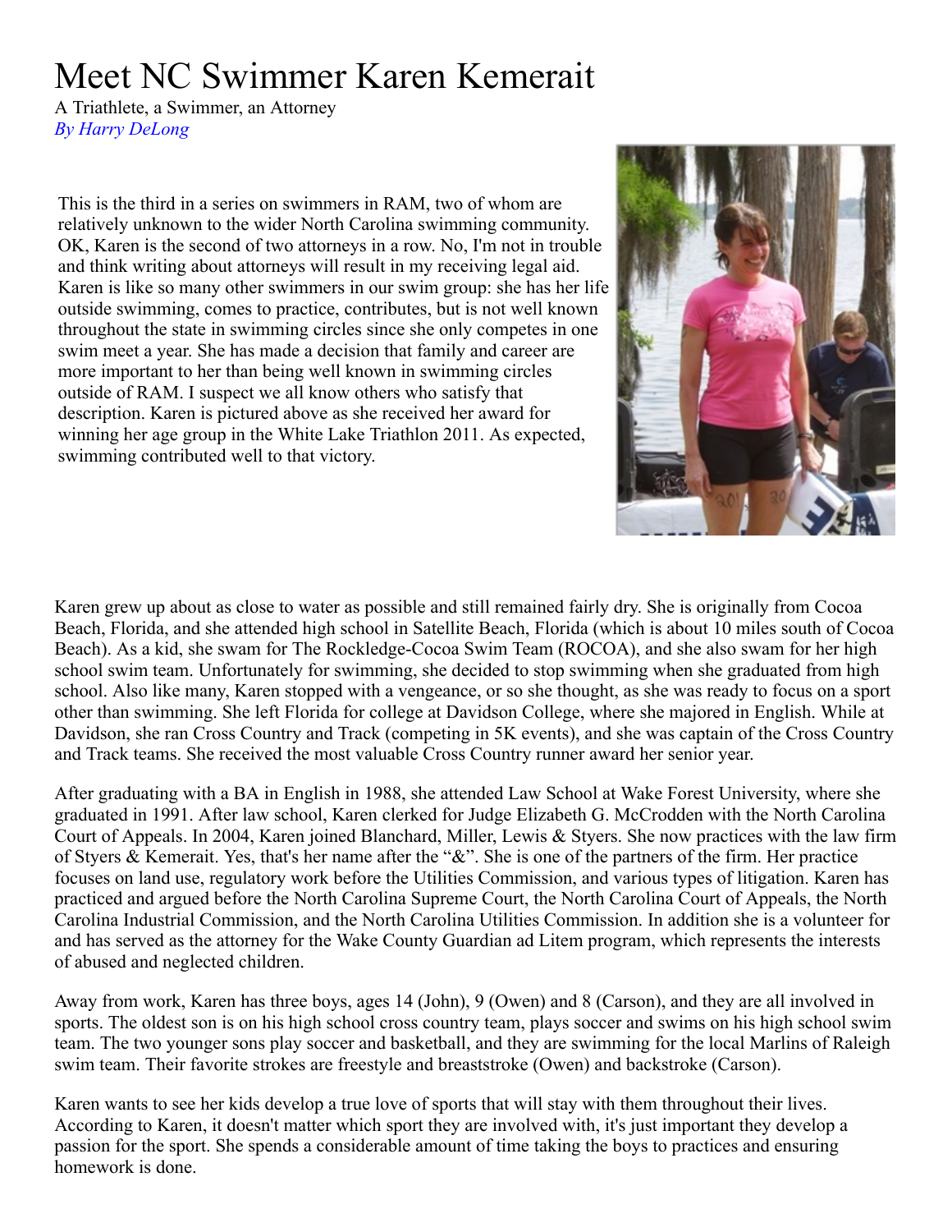# Meet NC Swimmer Karen Kemerait

A Triathlete, a Swimmer, an Attorney

*By Harry DeLong*

This is the third in a series on swimmers in RAM, two of whom are relatively unknown to the wider North Carolina swimming community. OK, Karen is the second of two attorneys in a row. No, I'm not in trouble and think writing about attorneys will result in my receiving legal aid. Karen is like so many other swimmers in our swim group: she has her life outside swimming, comes to practice, contributes, but is not well known throughout the state in swimming circles since she only competes in one swim meet a year. She has made a decision that family and career are more important to her than being well known in swimming circles outside of RAM. I suspect we all know others who satisfy that description. Karen is pictured above as she received her award for winning her age group in the White Lake Triathlon 2011. As expected, swimming contributed well to that victory.

Karen grew up about as close to water as possible and still remained fairly dry. She is originally from Cocoa Beach, Florida, and she attended high school in Satellite Beach, Florida (which is about 10 miles south of Cocoa Beach). As a kid, she swam for The Rockledge-Cocoa Swim Team (ROCOA), and she also swam for her high school swim team. Unfortunately for swimming, she decided to stop swimming when she graduated from high school. Also like many, Karen stopped with a vengeance, or so she thought, as she was ready to focus on a sport other than swimming. She left Florida for college at Davidson College, where she majored in English. While at Davidson, she ran Cross Country and Track (competing in 5K events), and she was captain of the Cross Country and Track teams. She received the most valuable Cross Country runner award her senior year.

After graduating with a BA in English in 1988, she attended Law School at Wake Forest University, where she graduated in 1991. After law school, Karen clerked for Judge Elizabeth G. McCrodden with the North Carolina Court of Appeals. In 2004, Karen joined Blanchard, Miller, Lewis & Styers. She now practices with the law firm of Styers & Kemerait. Yes, that's her name after the "&". She is one of the partners of the firm. Her practice focuses on land use, regulatory work before the Utilities Commission, and various types of litigation. Karen has practiced and argued before the North Carolina Supreme Court, the North Carolina Court of Appeals, the North Carolina Industrial Commission, and the North Carolina Utilities Commission. In addition she is a volunteer for and has served as the attorney for the Wake County Guardian ad Litem program, which represents the interests of abused and neglected children.

Away from work, Karen has three boys, ages 14 (John), 9 (Owen) and 8 (Carson), and they are all involved in sports. The oldest son is on his high school cross country team, plays soccer and swims on his high school swim team. The two younger sons play soccer and basketball, and they are swimming for the local Marlins of Raleigh swim team. Their favorite strokes are freestyle and breaststroke (Owen) and backstroke (Carson).

Karen wants to see her kids develop a true love of sports that will stay with them throughout their lives. According to Karen, it doesn't matter which sport they are involved with, it's just important they develop a passion for the sport. She spends a considerable amount of time taking the boys to practices and ensuring homework is done.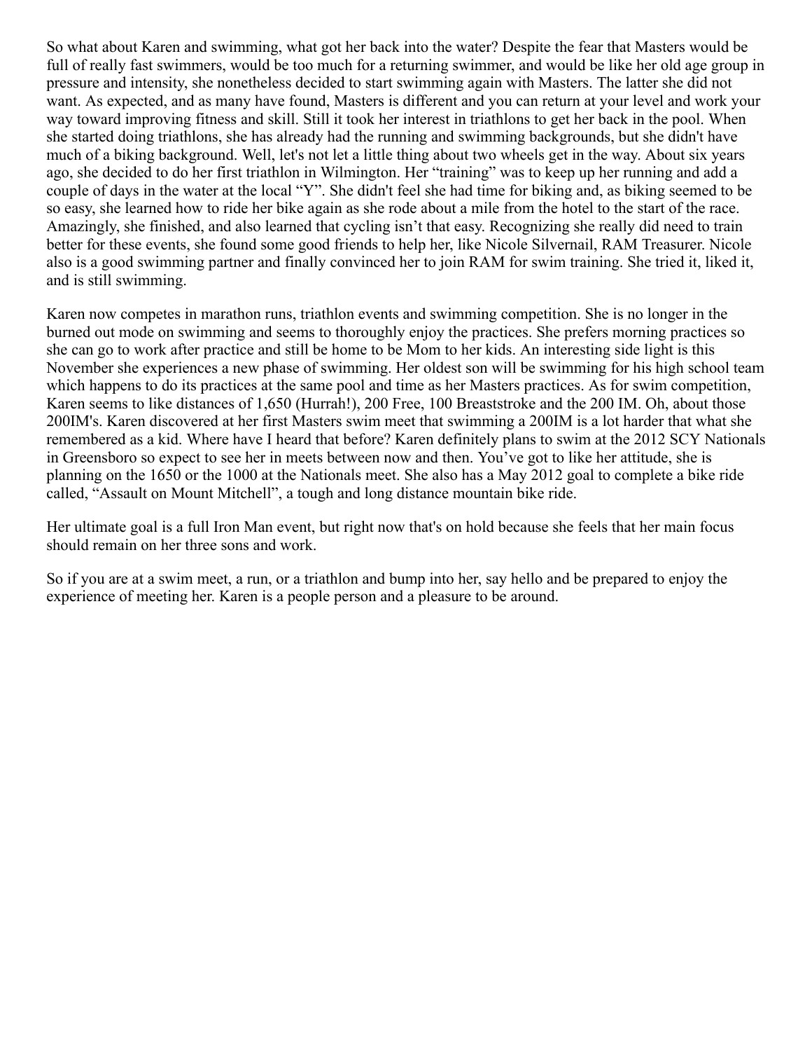So what about Karen and swimming, what got her back into the water? Despite the fear that Masters would be full of really fast swimmers, would be too much for a returning swimmer, and would be like her old age group in pressure and intensity, she nonetheless decided to start swimming again with Masters. The latter she did not want. As expected, and as many have found, Masters is different and you can return at your level and work your way toward improving fitness and skill. Still it took her interest in triathlons to get her back in the pool. When she started doing triathlons, she has already had the running and swimming backgrounds, but she didn't have much of a biking background. Well, let's not let a little thing about two wheels get in the way. About six years ago, she decided to do her first triathlon in Wilmington. Her "training" was to keep up her running and add a couple of days in the water at the local "Y". She didn't feel she had time for biking and, as biking seemed to be so easy, she learned how to ride her bike again as she rode about a mile from the hotel to the start of the race. Amazingly, she finished, and also learned that cycling isn't that easy. Recognizing she really did need to train better for these events, she found some good friends to help her, like Nicole Silvernail, RAM Treasurer. Nicole also is a good swimming partner and finally convinced her to join RAM for swim training. She tried it, liked it, and is still swimming.

Karen now competes in marathon runs, triathlon events and swimming competition. She is no longer in the burned out mode on swimming and seems to thoroughly enjoy the practices. She prefers morning practices so she can go to work after practice and still be home to be Mom to her kids. An interesting side light is this November she experiences a new phase of swimming. Her oldest son will be swimming for his high school team which happens to do its practices at the same pool and time as her Masters practices. As for swim competition, Karen seems to like distances of 1,650 (Hurrah!), 200 Free, 100 Breaststroke and the 200 IM. Oh, about those 200IM's. Karen discovered at her first Masters swim meet that swimming a 200IM is a lot harder that what she remembered as a kid. Where have I heard that before? Karen definitely plans to swim at the 2012 SCY Nationals in Greensboro so expect to see her in meets between now and then. You've got to like her attitude, she is planning on the 1650 or the 1000 at the Nationals meet. She also has a May 2012 goal to complete a bike ride called, "Assault on Mount Mitchell", a tough and long distance mountain bike ride.

Her ultimate goal is a full Iron Man event, but right now that's on hold because she feels that her main focus should remain on her three sons and work.

So if you are at a swim meet, a run, or a triathlon and bump into her, say hello and be prepared to enjoy the experience of meeting her. Karen is a people person and a pleasure to be around.